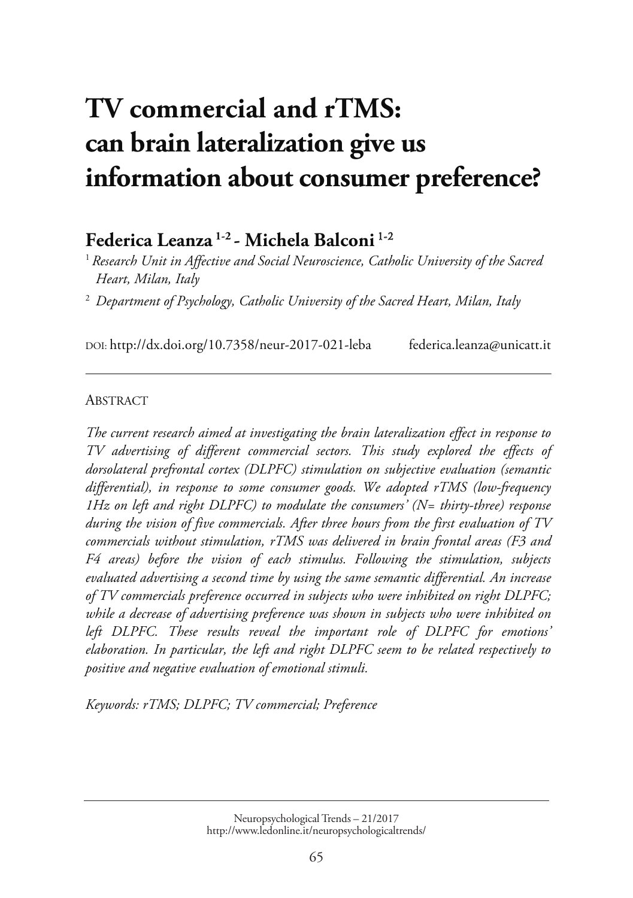# TV commercial and rTMS: can brain lateralization give us information about consumer preference?

## Federica Leanza [1-2] - Michela Balconi [1-2]

[1] *Research Unit in Affective and Social Neuroscience, Catholic University of the Sacred Heart, Milan, Italy*

[2] *Department of Psychology, Catholic University of the Sacred Heart, Milan, Italy*

DOI: http://dx.doi.org/10.7358/neur-2017-021-leba federica.leanza@unicatt.it

---

ABSTRACT

*The current research aimed at investigating the brain lateralization effect in response to TV advertising of different commercial sectors. This study explored the effects of dorsolateral prefrontal cortex (DLPFC) stimulation on subjective evaluation (semantic differential), in response to some consumer goods. We adopted rTMS (low-frequency 1Hz on left and right DLPFC) to modulate the consumers' (N= thirty-three) response during the vision of five commercials. After three hours from the first evaluation of TV commercials without stimulation, rTMS was delivered in brain frontal areas (F3 and F4 areas) before the vision of each stimulus. Following the stimulation, subjects evaluated advertising a second time by using the same semantic differential. An increase of TV commercials preference occurred in subjects who were inhibited on right DLPFC; while a decrease of advertising preference was shown in subjects who were inhibited on left DLPFC. These results reveal the important role of DLPFC for emotions' elaboration. In particular, the left and right DLPFC seem to be related respectively to positive and negative evaluation of emotional stimuli.*

*Keywords: rTMS; DLPFC; TV commercial; Preference*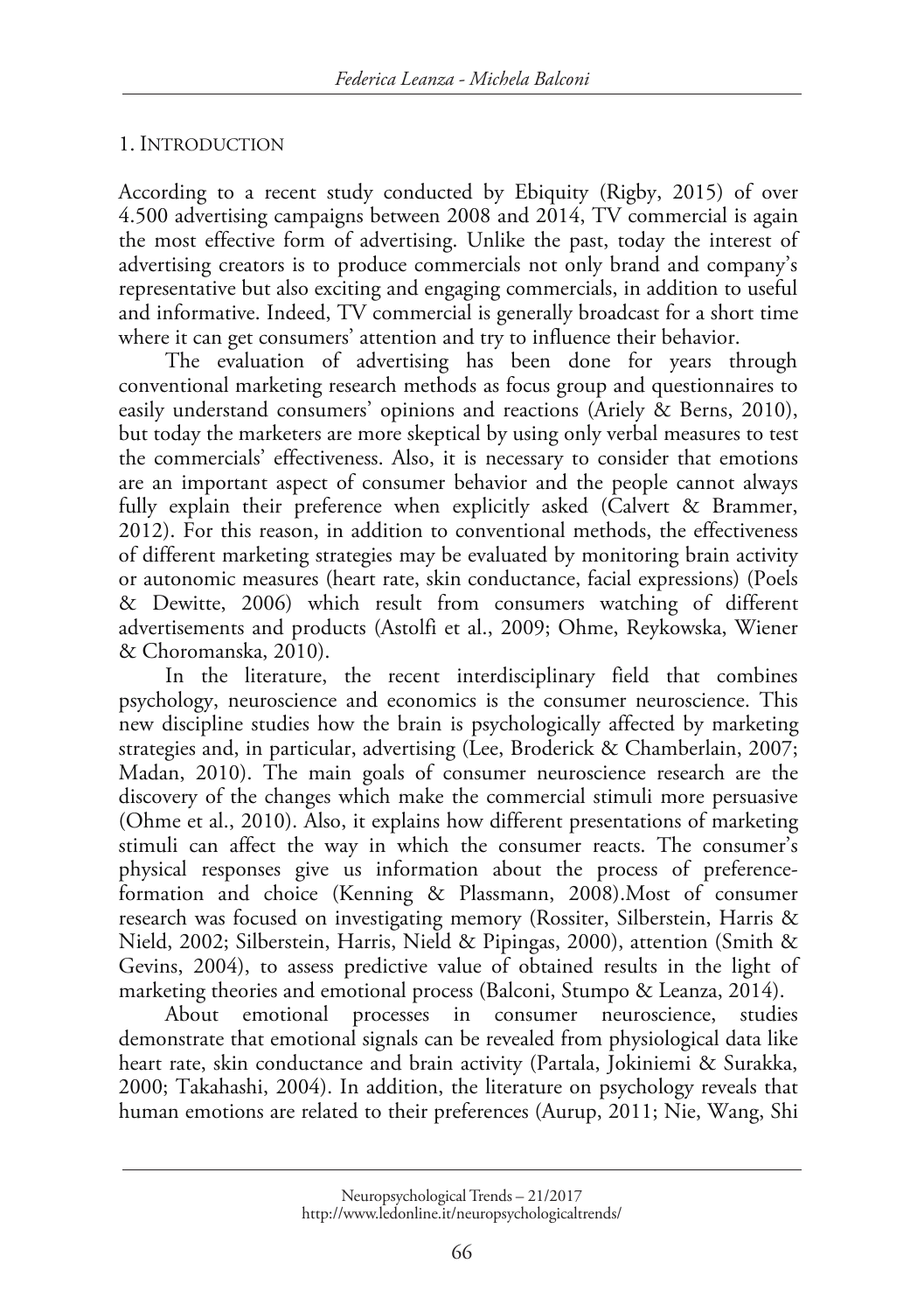## 1. Introduction

According to a recent study conducted by Ebiquity (Rigby, 2015) of over 4.500 advertising campaigns between 2008 and 2014, TV commercial is again the most effective form of advertising. Unlike the past, today the interest of advertising creators is to produce commercials not only brand and company's representative but also exciting and engaging commercials, in addition to useful and informative. Indeed, TV commercial is generally broadcast for a short time where it can get consumers' attention and try to influence their behavior.

The evaluation of advertising has been done for years through conventional marketing research methods as focus group and questionnaires to easily understand consumers' opinions and reactions (Ariely & Berns, 2010), but today the marketers are more skeptical by using only verbal measures to test the commercials' effectiveness. Also, it is necessary to consider that emotions are an important aspect of consumer behavior and the people cannot always fully explain their preference when explicitly asked (Calvert & Brammer, 2012). For this reason, in addition to conventional methods, the effectiveness of different marketing strategies may be evaluated by monitoring brain activity or autonomic measures (heart rate, skin conductance, facial expressions) (Poels & Dewitte, 2006) which result from consumers watching of different advertisements and products (Astolfi et al., 2009; Ohme, Reykowska, Wiener & Choromanska, 2010).

In the literature, the recent interdisciplinary field that combines psychology, neuroscience and economics is the consumer neuroscience. This new discipline studies how the brain is psychologically affected by marketing strategies and, in particular, advertising (Lee, Broderick & Chamberlain, 2007; Madan, 2010). The main goals of consumer neuroscience research are the discovery of the changes which make the commercial stimuli more persuasive (Ohme et al., 2010). Also, it explains how different presentations of marketing stimuli can affect the way in which the consumer reacts. The consumer's physical responses give us information about the process of preference-formation and choice (Kenning & Plassmann, 2008).Most of consumer research was focused on investigating memory (Rossiter, Silberstein, Harris & Nield, 2002; Silberstein, Harris, Nield & Pipingas, 2000), attention (Smith & Gevins, 2004), to assess predictive value of obtained results in the light of marketing theories and emotional process (Balconi, Stumpo & Leanza, 2014).

About emotional processes in consumer neuroscience, studies demonstrate that emotional signals can be revealed from physiological data like heart rate, skin conductance and brain activity (Partala, Jokiniemi & Surakka, 2000; Takahashi, 2004). In addition, the literature on psychology reveals that human emotions are related to their preferences (Aurup, 2011; Nie, Wang, Shi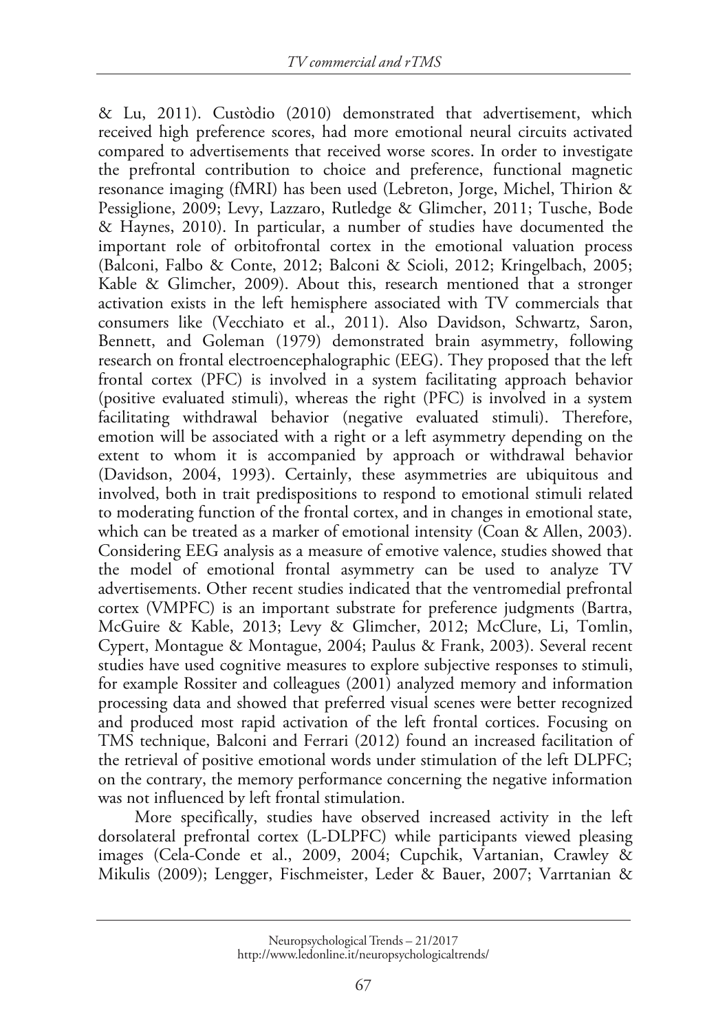& Lu, 2011). Custòdio (2010) demonstrated that advertisement, which received high preference scores, had more emotional neural circuits activated compared to advertisements that received worse scores. In order to investigate the prefrontal contribution to choice and preference, functional magnetic resonance imaging (fMRI) has been used (Lebreton, Jorge, Michel, Thirion & Pessiglione, 2009; Levy, Lazzaro, Rutledge & Glimcher, 2011; Tusche, Bode & Haynes, 2010). In particular, a number of studies have documented the important role of orbitofrontal cortex in the emotional valuation process (Balconi, Falbo & Conte, 2012; Balconi & Scioli, 2012; Kringelbach, 2005; Kable & Glimcher, 2009). About this, research mentioned that a stronger activation exists in the left hemisphere associated with TV commercials that consumers like (Vecchiato et al., 2011). Also Davidson, Schwartz, Saron, Bennett, and Goleman (1979) demonstrated brain asymmetry, following research on frontal electroencephalographic (EEG). They proposed that the left frontal cortex (PFC) is involved in a system facilitating approach behavior (positive evaluated stimuli), whereas the right (PFC) is involved in a system facilitating withdrawal behavior (negative evaluated stimuli). Therefore, emotion will be associated with a right or a left asymmetry depending on the extent to whom it is accompanied by approach or withdrawal behavior (Davidson, 2004, 1993). Certainly, these asymmetries are ubiquitous and involved, both in trait predispositions to respond to emotional stimuli related to moderating function of the frontal cortex, and in changes in emotional state, which can be treated as a marker of emotional intensity (Coan & Allen, 2003). Considering EEG analysis as a measure of emotive valence, studies showed that the model of emotional frontal asymmetry can be used to analyze TV advertisements. Other recent studies indicated that the ventromedial prefrontal cortex (VMPFC) is an important substrate for preference judgments (Bartra, McGuire & Kable, 2013; Levy & Glimcher, 2012; McClure, Li, Tomlin, Cypert, Montague & Montague, 2004; Paulus & Frank, 2003). Several recent studies have used cognitive measures to explore subjective responses to stimuli, for example Rossiter and colleagues (2001) analyzed memory and information processing data and showed that preferred visual scenes were better recognized and produced most rapid activation of the left frontal cortices. Focusing on TMS technique, Balconi and Ferrari (2012) found an increased facilitation of the retrieval of positive emotional words under stimulation of the left DLPFC; on the contrary, the memory performance concerning the negative information was not influenced by left frontal stimulation.

More specifically, studies have observed increased activity in the left dorsolateral prefrontal cortex (L-DLPFC) while participants viewed pleasing images (Cela-Conde et al., 2009, 2004; Cupchik, Vartanian, Crawley & Mikulis (2009); Lengger, Fischmeister, Leder & Bauer, 2007; Varrtanian &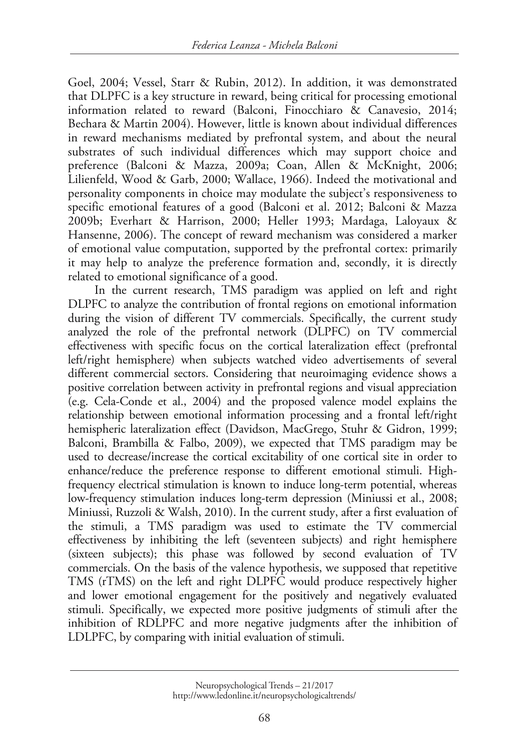Goel, 2004; Vessel, Starr & Rubin, 2012). In addition, it was demonstrated that DLPFC is a key structure in reward, being critical for processing emotional information related to reward (Balconi, Finocchiaro & Canavesio, 2014; Bechara & Martin 2004). However, little is known about individual differences in reward mechanisms mediated by prefrontal system, and about the neural substrates of such individual differences which may support choice and preference (Balconi & Mazza, 2009a; Coan, Allen & McKnight, 2006; Lilienfeld, Wood & Garb, 2000; Wallace, 1966). Indeed the motivational and personality components in choice may modulate the subject's responsiveness to specific emotional features of a good (Balconi et al. 2012; Balconi & Mazza 2009b; Everhart & Harrison, 2000; Heller 1993; Mardaga, Laloyaux & Hansenne, 2006). The concept of reward mechanism was considered a marker of emotional value computation, supported by the prefrontal cortex: primarily it may help to analyze the preference formation and, secondly, it is directly related to emotional significance of a good.

In the current research, TMS paradigm was applied on left and right DLPFC to analyze the contribution of frontal regions on emotional information during the vision of different TV commercials. Specifically, the current study analyzed the role of the prefrontal network (DLPFC) on TV commercial effectiveness with specific focus on the cortical lateralization effect (prefrontal left/right hemisphere) when subjects watched video advertisements of several different commercial sectors. Considering that neuroimaging evidence shows a positive correlation between activity in prefrontal regions and visual appreciation (e.g. Cela-Conde et al., 2004) and the proposed valence model explains the relationship between emotional information processing and a frontal left/right hemispheric lateralization effect (Davidson, MacGrego, Stuhr & Gidron, 1999; Balconi, Brambilla & Falbo, 2009), we expected that TMS paradigm may be used to decrease/increase the cortical excitability of one cortical site in order to enhance/reduce the preference response to different emotional stimuli. High-frequency electrical stimulation is known to induce long-term potential, whereas low-frequency stimulation induces long-term depression (Miniussi et al., 2008; Miniussi, Ruzzoli & Walsh, 2010). In the current study, after a first evaluation of the stimuli, a TMS paradigm was used to estimate the TV commercial effectiveness by inhibiting the left (seventeen subjects) and right hemisphere (sixteen subjects); this phase was followed by second evaluation of TV commercials. On the basis of the valence hypothesis, we supposed that repetitive TMS (rTMS) on the left and right DLPFC would produce respectively higher and lower emotional engagement for the positively and negatively evaluated stimuli. Specifically, we expected more positive judgments of stimuli after the inhibition of RDLPFC and more negative judgments after the inhibition of LDLPFC, by comparing with initial evaluation of stimuli.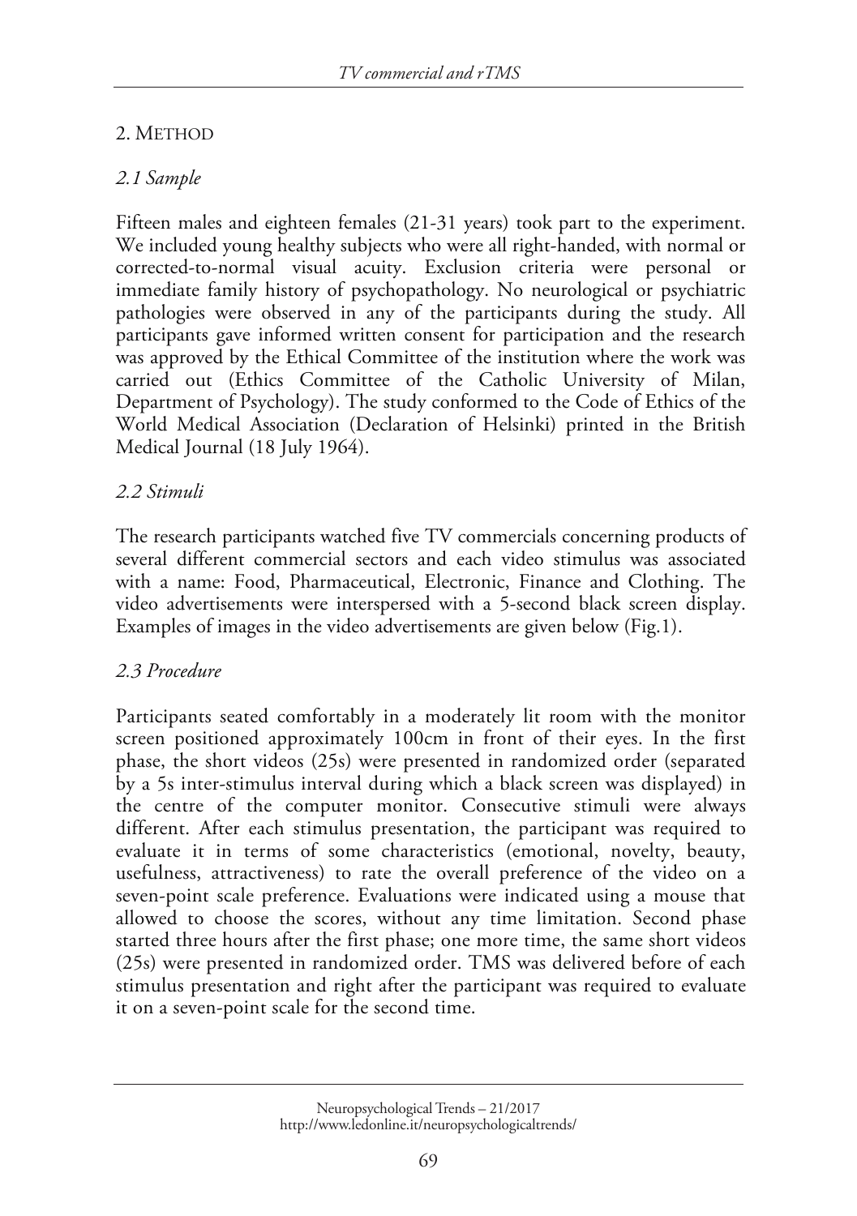## 2. Method

### *2.1 Sample*

Fifteen males and eighteen females (21-31 years) took part to the experiment. We included young healthy subjects who were all right-handed, with normal or corrected-to-normal visual acuity. Exclusion criteria were personal or immediate family history of psychopathology. No neurological or psychiatric pathologies were observed in any of the participants during the study. All participants gave informed written consent for participation and the research was approved by the Ethical Committee of the institution where the work was carried out (Ethics Committee of the Catholic University of Milan, Department of Psychology). The study conformed to the Code of Ethics of the World Medical Association (Declaration of Helsinki) printed in the British Medical Journal (18 July 1964).

### *2.2 Stimuli*

The research participants watched five TV commercials concerning products of several different commercial sectors and each video stimulus was associated with a name: Food, Pharmaceutical, Electronic, Finance and Clothing. The video advertisements were interspersed with a 5-second black screen display. Examples of images in the video advertisements are given below (Fig.1).

### *2.3 Procedure*

Participants seated comfortably in a moderately lit room with the monitor screen positioned approximately 100cm in front of their eyes. In the first phase, the short videos (25s) were presented in randomized order (separated by a 5s inter-stimulus interval during which a black screen was displayed) in the centre of the computer monitor. Consecutive stimuli were always different. After each stimulus presentation, the participant was required to evaluate it in terms of some characteristics (emotional, novelty, beauty, usefulness, attractiveness) to rate the overall preference of the video on a seven-point scale preference. Evaluations were indicated using a mouse that allowed to choose the scores, without any time limitation. Second phase started three hours after the first phase; one more time, the same short videos (25s) were presented in randomized order. TMS was delivered before of each stimulus presentation and right after the participant was required to evaluate it on a seven-point scale for the second time.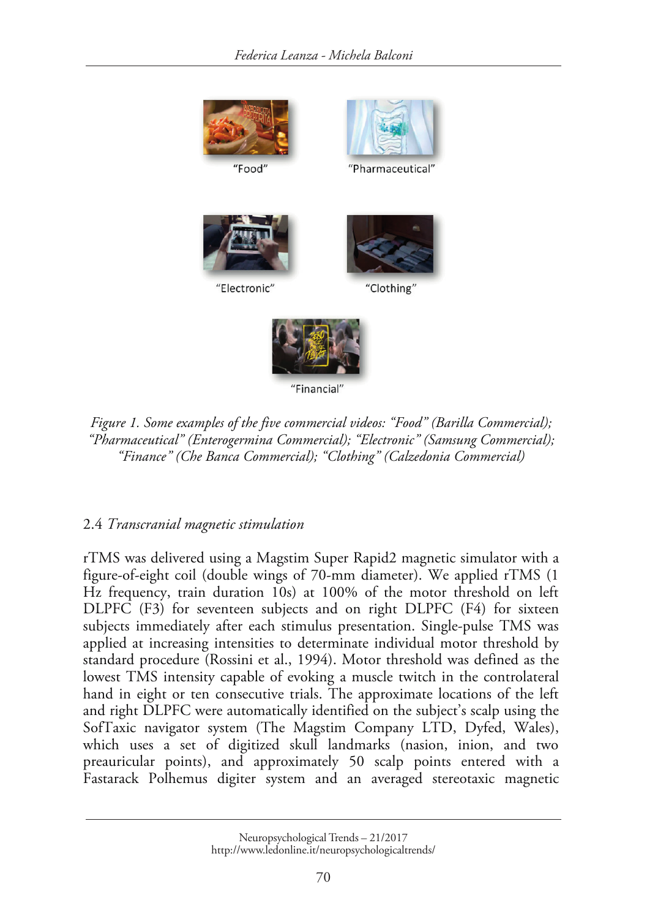"Food"

"Pharmaceutical"

"Electronic"

"Clothing"

"Financial"

*Figure 1. Some examples of the five commercial videos: "Food" (Barilla Commercial); "Pharmaceutical" (Enterogermina Commercial); "Electronic" (Samsung Commercial); "Finance" (Che Banca Commercial); "Clothing" (Calzedonia Commercial)*

### 2.4 *Transcranial magnetic stimulation*

rTMS was delivered using a Magstim Super Rapid2 magnetic simulator with a figure-of-eight coil (double wings of 70-mm diameter). We applied rTMS (1 Hz frequency, train duration 10s) at 100% of the motor threshold on left DLPFC (F3) for seventeen subjects and on right DLPFC (F4) for sixteen subjects immediately after each stimulus presentation. Single-pulse TMS was applied at increasing intensities to determinate individual motor threshold by standard procedure (Rossini et al., 1994). Motor threshold was defined as the lowest TMS intensity capable of evoking a muscle twitch in the controlateral hand in eight or ten consecutive trials. The approximate locations of the left and right DLPFC were automatically identified on the subject's scalp using the SofTaxic navigator system (The Magstim Company LTD, Dyfed, Wales), which uses a set of digitized skull landmarks (nasion, inion, and two preauricular points), and approximately 50 scalp points entered with a Fastarack Polhemus digiter system and an averaged stereotaxic magnetic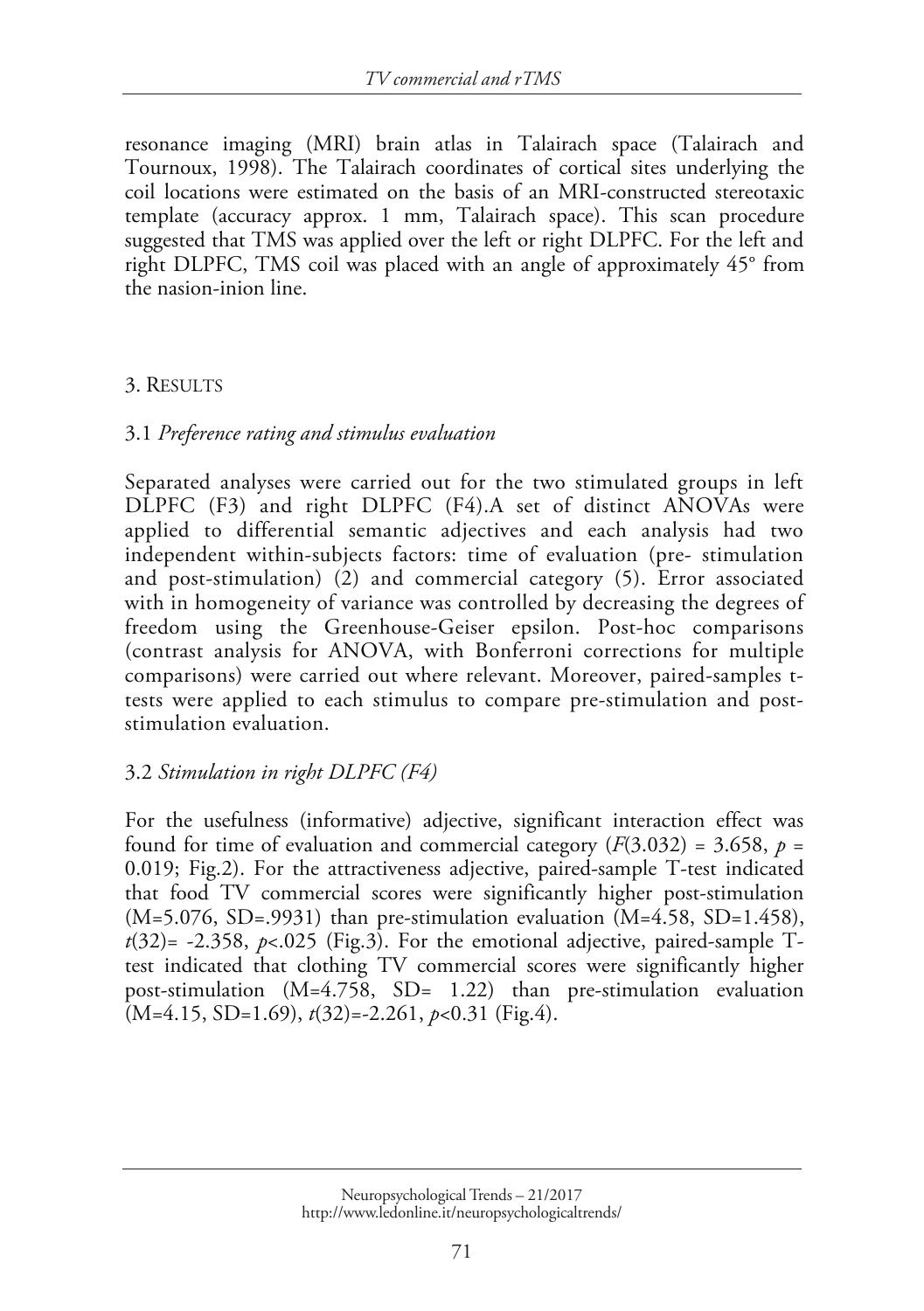resonance imaging (MRI) brain atlas in Talairach space (Talairach and Tournoux, 1998). The Talairach coordinates of cortical sites underlying the coil locations were estimated on the basis of an MRI-constructed stereotaxic template (accuracy approx. 1 mm, Talairach space). This scan procedure suggested that TMS was applied over the left or right DLPFC. For the left and right DLPFC, TMS coil was placed with an angle of approximately 45° from the nasion-inion line.

## 3. Results

### 3.1 *Preference rating and stimulus evaluation*

Separated analyses were carried out for the two stimulated groups in left DLPFC (F3) and right DLPFC (F4).A set of distinct ANOVAs were applied to differential semantic adjectives and each analysis had two independent within-subjects factors: time of evaluation (pre- stimulation and post-stimulation) (2) and commercial category (5). Error associated with in homogeneity of variance was controlled by decreasing the degrees of freedom using the Greenhouse-Geiser epsilon. Post-hoc comparisons (contrast analysis for ANOVA, with Bonferroni corrections for multiple comparisons) were carried out where relevant. Moreover, paired-samples t-tests were applied to each stimulus to compare pre-stimulation and post-stimulation evaluation.

### 3.2 *Stimulation in right DLPFC (F4)*

For the usefulness (informative) adjective, significant interaction effect was found for time of evaluation and commercial category ($F(3.032) = 3.658$, $p = 0.019$; Fig.2). For the attractiveness adjective, paired-sample T-test indicated that food TV commercial scores were significantly higher post-stimulation (M=5.076, SD=.9931) than pre-stimulation evaluation (M=4.58, SD=1.458), $t(32) = -2.358$, $p < .025$ (Fig.3). For the emotional adjective, paired-sample T-test indicated that clothing TV commercial scores were significantly higher post-stimulation (M=4.758, SD= 1.22) than pre-stimulation evaluation (M=4.15, SD=1.69), $t(32) = -2.261$, $p < 0.31$ (Fig.4).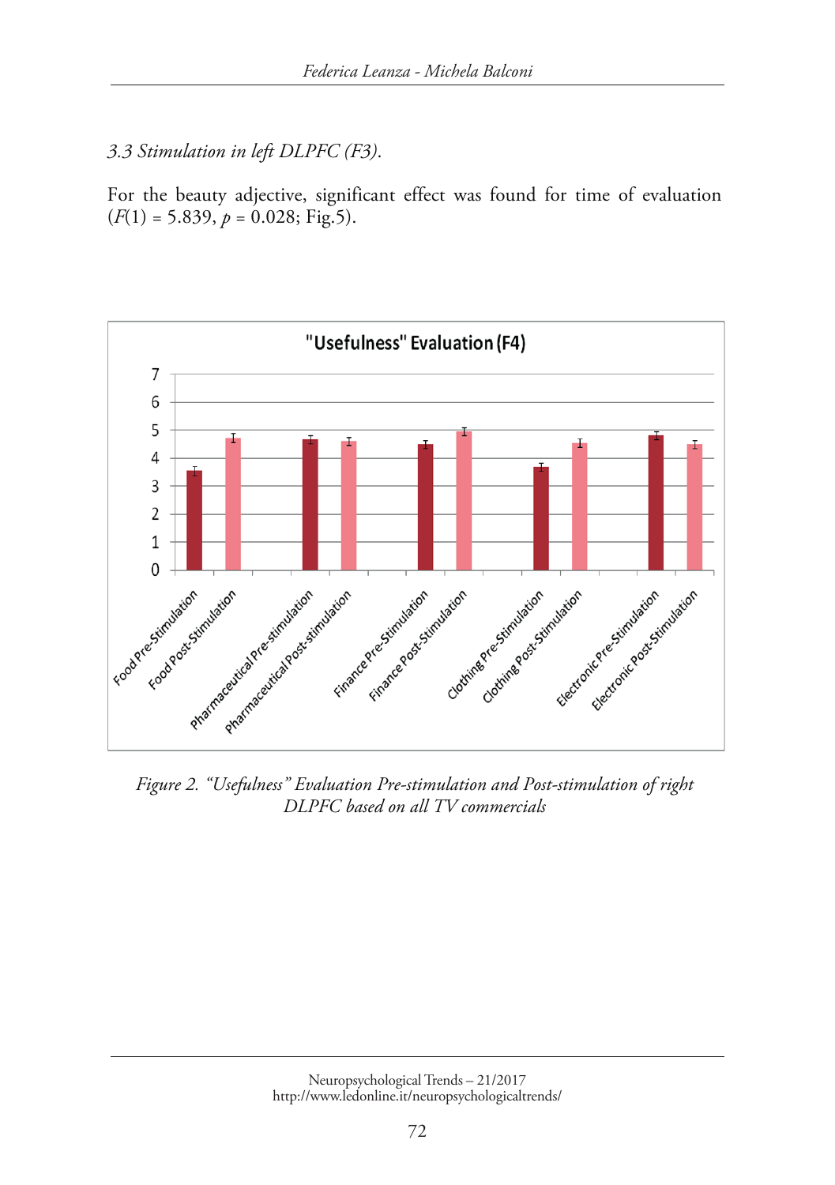*3.3 Stimulation in left DLPFC (F3).*

For the beauty adjective, significant effect was found for time of evaluation ($F(1) = 5.839$, $p = 0.028$; Fig.5).

*Figure 2. "Usefulness" Evaluation Pre-stimulation and Post-stimulation of right DLPFC based on all TV commercials*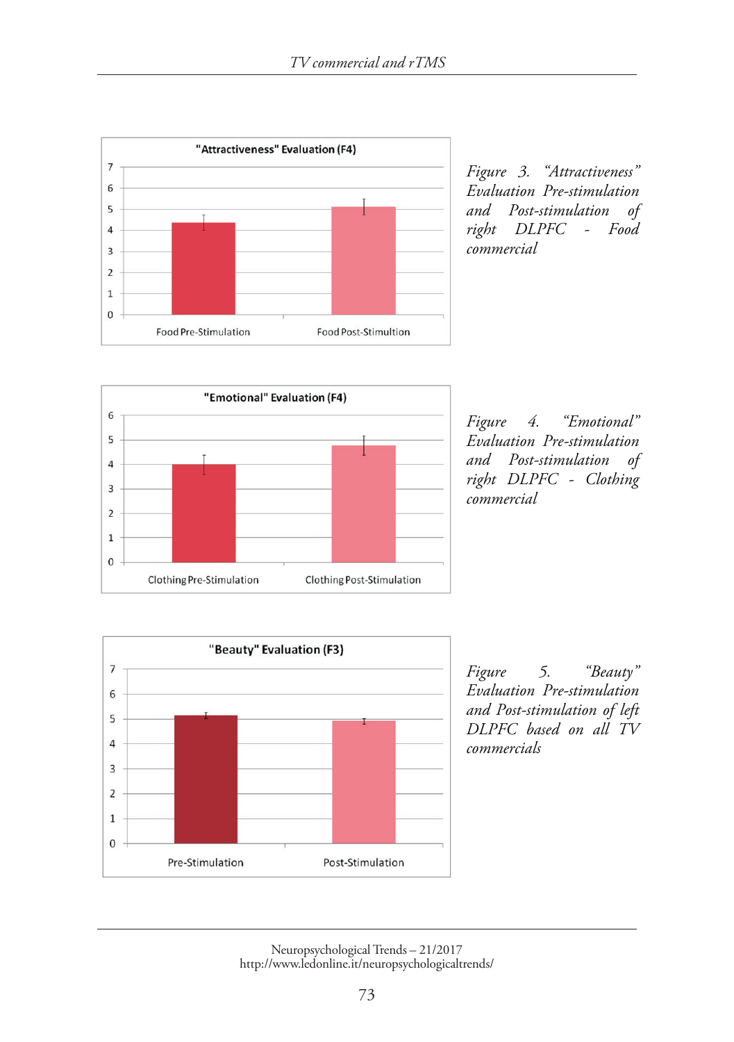"Attractiveness" Evaluation (F4)

Food Pre-Stimulation | Food Post-Stimultion

*Figure 3. "Attractiveness" Evaluation Pre-stimulation and Post-stimulation of right DLPFC - Food commercial*

"Emotional" Evaluation (F4)

Clothing Pre-Stimulation | Clothing Post-Stimulation

*Figure 4. "Emotional" Evaluation Pre-stimulation and Post-stimulation of right DLPFC - Clothing commercial*

"Beauty" Evaluation (F3)

Pre-Stimulation | Post-Stimulation

*Figure 5. "Beauty" Evaluation Pre-stimulation and Post-stimulation of left DLPFC based on all TV commercials*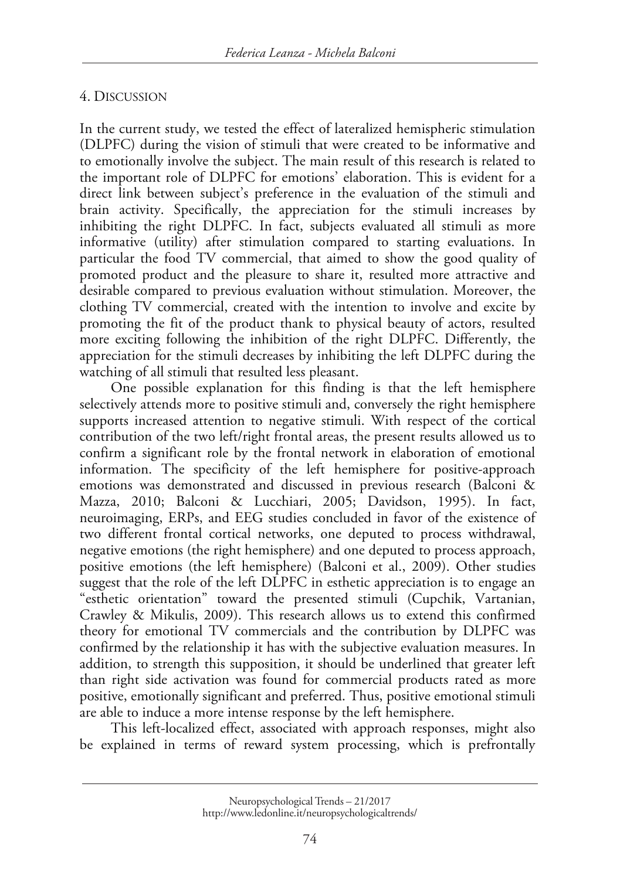## 4. Discussion

In the current study, we tested the effect of lateralized hemispheric stimulation (DLPFC) during the vision of stimuli that were created to be informative and to emotionally involve the subject. The main result of this research is related to the important role of DLPFC for emotions' elaboration. This is evident for a direct link between subject's preference in the evaluation of the stimuli and brain activity. Specifically, the appreciation for the stimuli increases by inhibiting the right DLPFC. In fact, subjects evaluated all stimuli as more informative (utility) after stimulation compared to starting evaluations. In particular the food TV commercial, that aimed to show the good quality of promoted product and the pleasure to share it, resulted more attractive and desirable compared to previous evaluation without stimulation. Moreover, the clothing TV commercial, created with the intention to involve and excite by promoting the fit of the product thank to physical beauty of actors, resulted more exciting following the inhibition of the right DLPFC. Differently, the appreciation for the stimuli decreases by inhibiting the left DLPFC during the watching of all stimuli that resulted less pleasant.

One possible explanation for this finding is that the left hemisphere selectively attends more to positive stimuli and, conversely the right hemisphere supports increased attention to negative stimuli. With respect of the cortical contribution of the two left/right frontal areas, the present results allowed us to confirm a significant role by the frontal network in elaboration of emotional information. The specificity of the left hemisphere for positive-approach emotions was demonstrated and discussed in previous research (Balconi & Mazza, 2010; Balconi & Lucchiari, 2005; Davidson, 1995). In fact, neuroimaging, ERPs, and EEG studies concluded in favor of the existence of two different frontal cortical networks, one deputed to process withdrawal, negative emotions (the right hemisphere) and one deputed to process approach, positive emotions (the left hemisphere) (Balconi et al., 2009). Other studies suggest that the role of the left DLPFC in esthetic appreciation is to engage an "esthetic orientation" toward the presented stimuli (Cupchik, Vartanian, Crawley & Mikulis, 2009). This research allows us to extend this confirmed theory for emotional TV commercials and the contribution by DLPFC was confirmed by the relationship it has with the subjective evaluation measures. In addition, to strength this supposition, it should be underlined that greater left than right side activation was found for commercial products rated as more positive, emotionally significant and preferred. Thus, positive emotional stimuli are able to induce a more intense response by the left hemisphere.

This left-localized effect, associated with approach responses, might also be explained in terms of reward system processing, which is prefrontally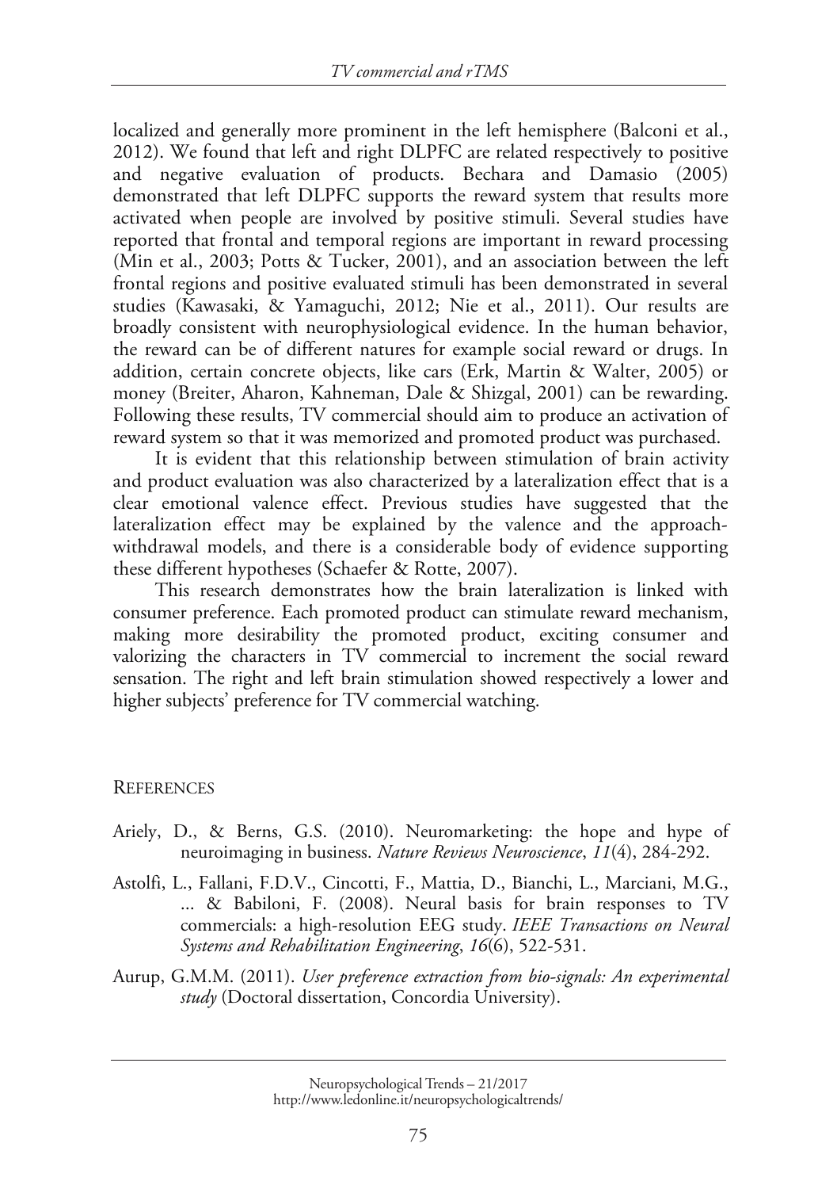localized and generally more prominent in the left hemisphere (Balconi et al., 2012). We found that left and right DLPFC are related respectively to positive and negative evaluation of products. Bechara and Damasio (2005) demonstrated that left DLPFC supports the reward system that results more activated when people are involved by positive stimuli. Several studies have reported that frontal and temporal regions are important in reward processing (Min et al., 2003; Potts & Tucker, 2001), and an association between the left frontal regions and positive evaluated stimuli has been demonstrated in several studies (Kawasaki, & Yamaguchi, 2012; Nie et al., 2011). Our results are broadly consistent with neurophysiological evidence. In the human behavior, the reward can be of different natures for example social reward or drugs. In addition, certain concrete objects, like cars (Erk, Martin & Walter, 2005) or money (Breiter, Aharon, Kahneman, Dale & Shizgal, 2001) can be rewarding. Following these results, TV commercial should aim to produce an activation of reward system so that it was memorized and promoted product was purchased.

It is evident that this relationship between stimulation of brain activity and product evaluation was also characterized by a lateralization effect that is a clear emotional valence effect. Previous studies have suggested that the lateralization effect may be explained by the valence and the approach-withdrawal models, and there is a considerable body of evidence supporting these different hypotheses (Schaefer & Rotte, 2007).

This research demonstrates how the brain lateralization is linked with consumer preference. Each promoted product can stimulate reward mechanism, making more desirability the promoted product, exciting consumer and valorizing the characters in TV commercial to increment the social reward sensation. The right and left brain stimulation showed respectively a lower and higher subjects' preference for TV commercial watching.

## References

Ariely, D., & Berns, G.S. (2010). Neuromarketing: the hope and hype of neuroimaging in business. *Nature Reviews Neuroscience*, *11*(4), 284-292.

Astolfi, L., Fallani, F.D.V., Cincotti, F., Mattia, D., Bianchi, L., Marciani, M.G., ... & Babiloni, F. (2008). Neural basis for brain responses to TV commercials: a high-resolution EEG study. *IEEE Transactions on Neural Systems and Rehabilitation Engineering*, *16*(6), 522-531.

Aurup, G.M.M. (2011). *User preference extraction from bio-signals: An experimental study* (Doctoral dissertation, Concordia University).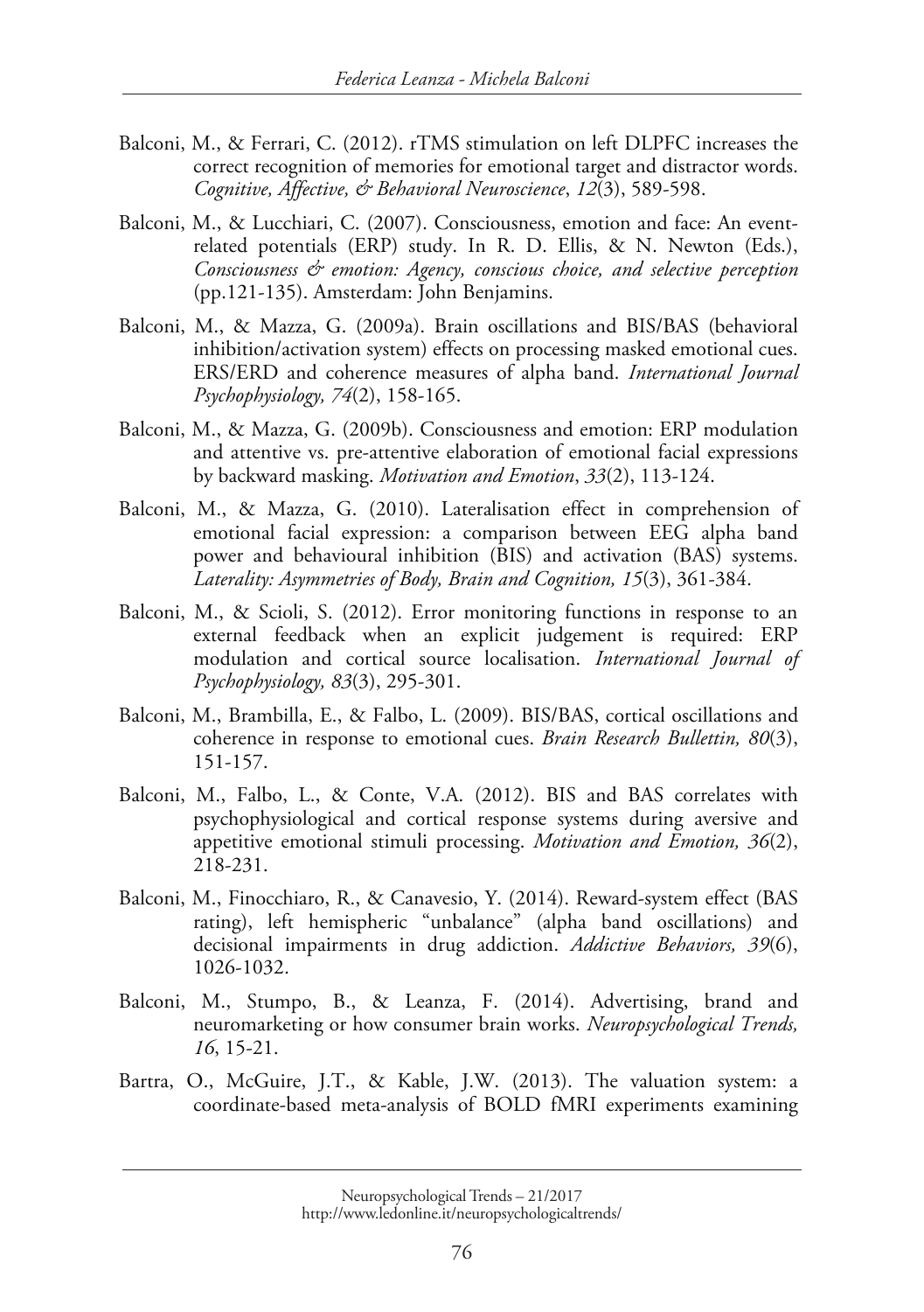Balconi, M., & Ferrari, C. (2012). rTMS stimulation on left DLPFC increases the correct recognition of memories for emotional target and distractor words. *Cognitive, Affective, & Behavioral Neuroscience*, *12*(3), 589-598.

Balconi, M., & Lucchiari, C. (2007). Consciousness, emotion and face: An event-related potentials (ERP) study. In R. D. Ellis, & N. Newton (Eds.), *Consciousness & emotion: Agency, conscious choice, and selective perception* (pp.121-135). Amsterdam: John Benjamins.

Balconi, M., & Mazza, G. (2009a). Brain oscillations and BIS/BAS (behavioral inhibition/activation system) effects on processing masked emotional cues. ERS/ERD and coherence measures of alpha band. *International Journal Psychophysiology, 74*(2), 158-165.

Balconi, M., & Mazza, G. (2009b). Consciousness and emotion: ERP modulation and attentive vs. pre-attentive elaboration of emotional facial expressions by backward masking. *Motivation and Emotion*, *33*(2), 113-124.

Balconi, M., & Mazza, G. (2010). Lateralisation effect in comprehension of emotional facial expression: a comparison between EEG alpha band power and behavioural inhibition (BIS) and activation (BAS) systems. *Laterality: Asymmetries of Body, Brain and Cognition, 15*(3), 361-384.

Balconi, M., & Scioli, S. (2012). Error monitoring functions in response to an external feedback when an explicit judgement is required: ERP modulation and cortical source localisation. *International Journal of Psychophysiology, 83*(3), 295-301.

Balconi, M., Brambilla, E., & Falbo, L. (2009). BIS/BAS, cortical oscillations and coherence in response to emotional cues. *Brain Research Bullettin, 80*(3), 151-157.

Balconi, M., Falbo, L., & Conte, V.A. (2012). BIS and BAS correlates with psychophysiological and cortical response systems during aversive and appetitive emotional stimuli processing. *Motivation and Emotion, 36*(2), 218-231.

Balconi, M., Finocchiaro, R., & Canavesio, Y. (2014). Reward-system effect (BAS rating), left hemispheric "unbalance" (alpha band oscillations) and decisional impairments in drug addiction. *Addictive Behaviors, 39*(6), 1026-1032.

Balconi, M., Stumpo, B., & Leanza, F. (2014). Advertising, brand and neuromarketing or how consumer brain works. *Neuropsychological Trends, 16*, 15-21.

Bartra, O., McGuire, J.T., & Kable, J.W. (2013). The valuation system: a coordinate-based meta-analysis of BOLD fMRI experiments examining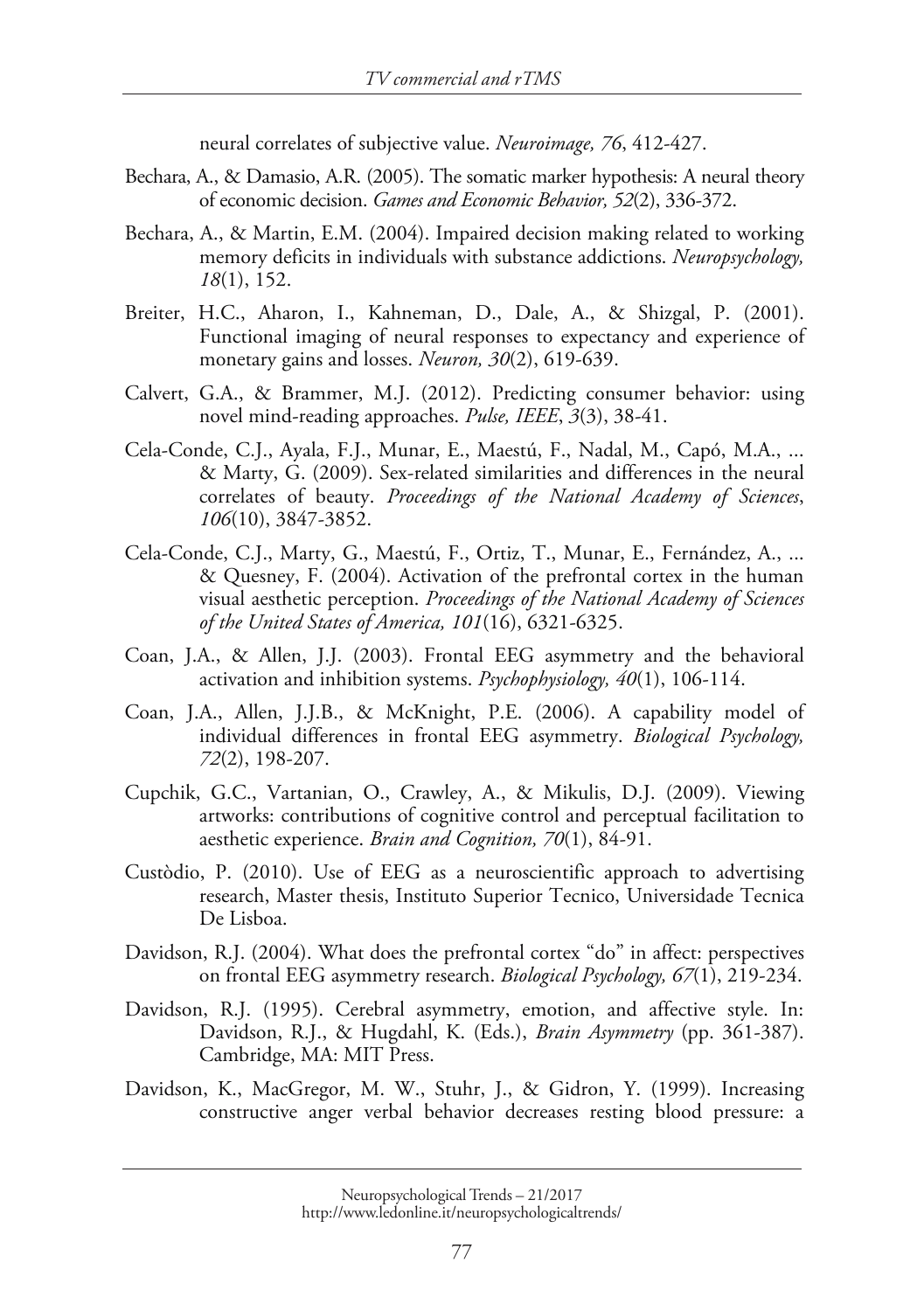neural correlates of subjective value. *Neuroimage, 76*, 412-427.

Bechara, A., & Damasio, A.R. (2005). The somatic marker hypothesis: A neural theory of economic decision. *Games and Economic Behavior, 52*(2), 336-372.

Bechara, A., & Martin, E.M. (2004). Impaired decision making related to working memory deficits in individuals with substance addictions. *Neuropsychology, 18*(1), 152.

Breiter, H.C., Aharon, I., Kahneman, D., Dale, A., & Shizgal, P. (2001). Functional imaging of neural responses to expectancy and experience of monetary gains and losses. *Neuron, 30*(2), 619-639.

Calvert, G.A., & Brammer, M.J. (2012). Predicting consumer behavior: using novel mind-reading approaches. *Pulse, IEEE*, *3*(3), 38-41.

Cela-Conde, C.J., Ayala, F.J., Munar, E., Maestú, F., Nadal, M., Capó, M.A., ... & Marty, G. (2009). Sex-related similarities and differences in the neural correlates of beauty. *Proceedings of the National Academy of Sciences*, *106*(10), 3847-3852.

Cela-Conde, C.J., Marty, G., Maestú, F., Ortiz, T., Munar, E., Fernández, A., ... & Quesney, F. (2004). Activation of the prefrontal cortex in the human visual aesthetic perception. *Proceedings of the National Academy of Sciences of the United States of America, 101*(16), 6321-6325.

Coan, J.A., & Allen, J.J. (2003). Frontal EEG asymmetry and the behavioral activation and inhibition systems. *Psychophysiology, 40*(1), 106-114.

Coan, J.A., Allen, J.J.B., & McKnight, P.E. (2006). A capability model of individual differences in frontal EEG asymmetry. *Biological Psychology, 72*(2), 198-207.

Cupchik, G.C., Vartanian, O., Crawley, A., & Mikulis, D.J. (2009). Viewing artworks: contributions of cognitive control and perceptual facilitation to aesthetic experience. *Brain and Cognition, 70*(1), 84-91.

Custòdio, P. (2010). Use of EEG as a neuroscientific approach to advertising research, Master thesis, Instituto Superior Tecnico, Universidade Tecnica De Lisboa.

Davidson, R.J. (2004). What does the prefrontal cortex "do" in affect: perspectives on frontal EEG asymmetry research. *Biological Psychology, 67*(1), 219-234.

Davidson, R.J. (1995). Cerebral asymmetry, emotion, and affective style. In: Davidson, R.J., & Hugdahl, K. (Eds.), *Brain Asymmetry* (pp. 361-387). Cambridge, MA: MIT Press.

Davidson, K., MacGregor, M. W., Stuhr, J., & Gidron, Y. (1999). Increasing constructive anger verbal behavior decreases resting blood pressure: a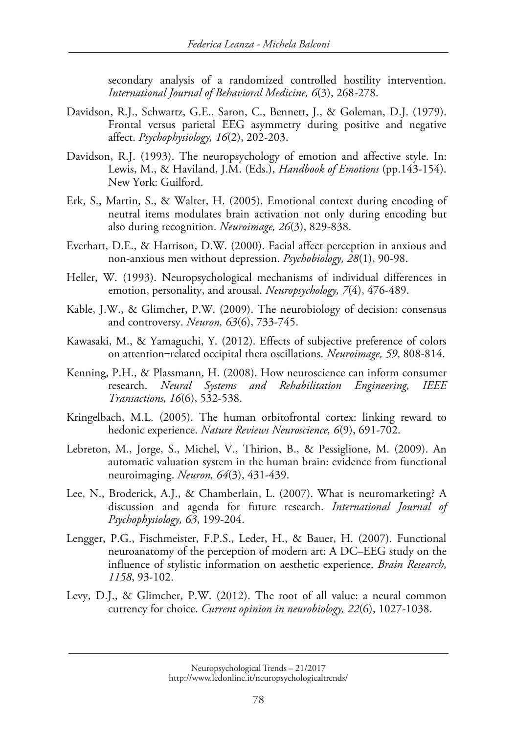secondary analysis of a randomized controlled hostility intervention. *International Journal of Behavioral Medicine, 6*(3), 268-278.

Davidson, R.J., Schwartz, G.E., Saron, C., Bennett, J., & Goleman, D.J. (1979). Frontal versus parietal EEG asymmetry during positive and negative affect. *Psychophysiology, 16*(2), 202-203.

Davidson, R.J. (1993). The neuropsychology of emotion and affective style. In: Lewis, M., & Haviland, J.M. (Eds.), *Handbook of Emotions* (pp.143-154). New York: Guilford.

Erk, S., Martin, S., & Walter, H. (2005). Emotional context during encoding of neutral items modulates brain activation not only during encoding but also during recognition. *Neuroimage, 26*(3), 829-838.

Everhart, D.E., & Harrison, D.W. (2000). Facial affect perception in anxious and non-anxious men without depression. *Psychobiology, 28*(1), 90-98.

Heller, W. (1993). Neuropsychological mechanisms of individual differences in emotion, personality, and arousal. *Neuropsychology, 7*(4), 476-489.

Kable, J.W., & Glimcher, P.W. (2009). The neurobiology of decision: consensus and controversy. *Neuron, 63*(6), 733-745.

Kawasaki, M., & Yamaguchi, Y. (2012). Effects of subjective preference of colors on attention−related occipital theta oscillations. *Neuroimage, 59*, 808-814.

Kenning, P.H., & Plassmann, H. (2008). How neuroscience can inform consumer research. *Neural Systems and Rehabilitation Engineering, IEEE Transactions, 16*(6), 532-538.

Kringelbach, M.L. (2005). The human orbitofrontal cortex: linking reward to hedonic experience. *Nature Reviews Neuroscience, 6*(9), 691-702.

Lebreton, M., Jorge, S., Michel, V., Thirion, B., & Pessiglione, M. (2009). An automatic valuation system in the human brain: evidence from functional neuroimaging. *Neuron, 64*(3), 431-439.

Lee, N., Broderick, A.J., & Chamberlain, L. (2007). What is neuromarketing? A discussion and agenda for future research. *International Journal of Psychophysiology, 63*, 199-204.

Lengger, P.G., Fischmeister, F.P.S., Leder, H., & Bauer, H. (2007). Functional neuroanatomy of the perception of modern art: A DC–EEG study on the influence of stylistic information on aesthetic experience. *Brain Research, 1158*, 93-102.

Levy, D.J., & Glimcher, P.W. (2012). The root of all value: a neural common currency for choice. *Current opinion in neurobiology, 22*(6), 1027-1038.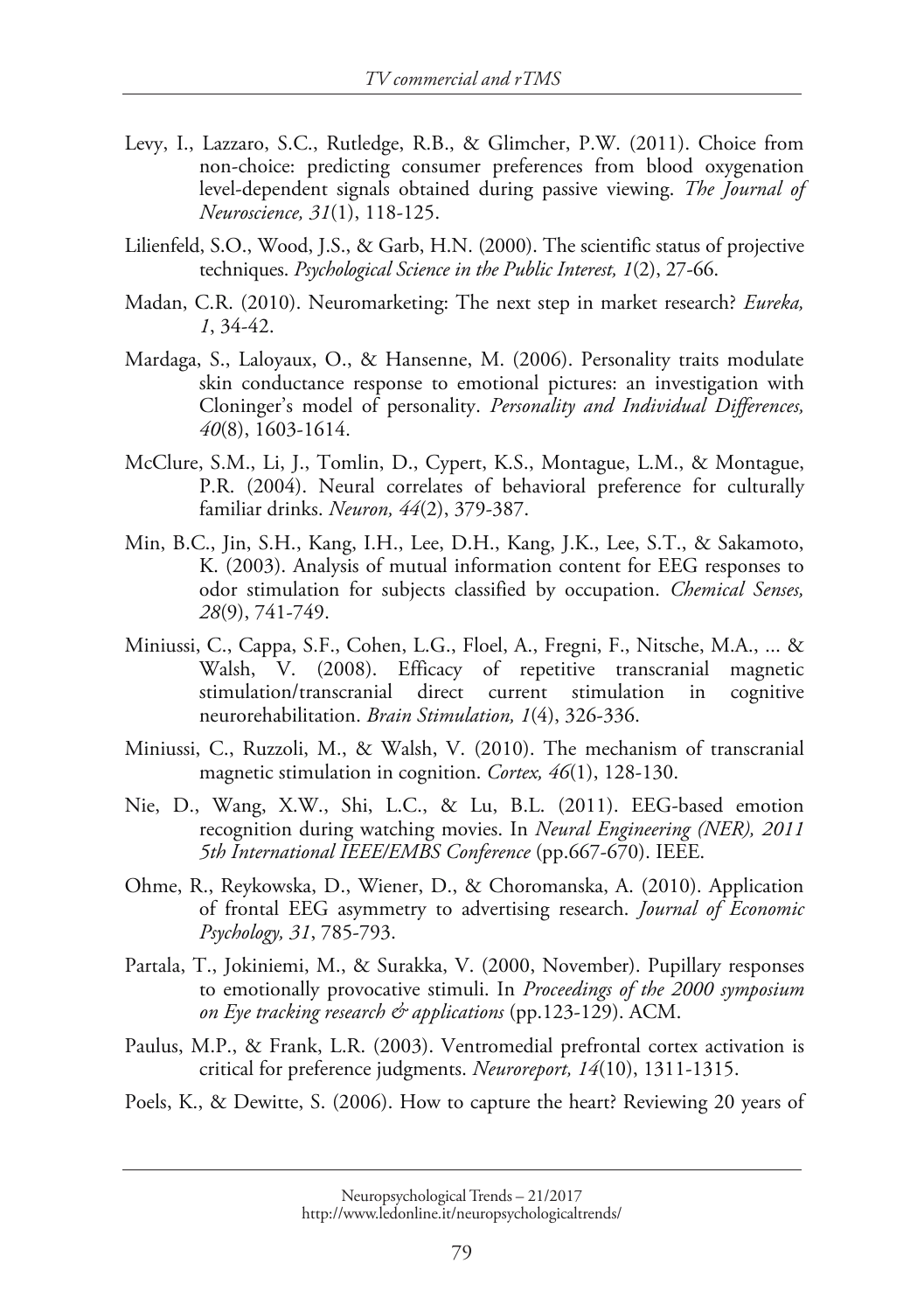Levy, I., Lazzaro, S.C., Rutledge, R.B., & Glimcher, P.W. (2011). Choice from non-choice: predicting consumer preferences from blood oxygenation level-dependent signals obtained during passive viewing. *The Journal of Neuroscience, 31*(1), 118-125.

Lilienfeld, S.O., Wood, J.S., & Garb, H.N. (2000). The scientific status of projective techniques. *Psychological Science in the Public Interest, 1*(2), 27-66.

Madan, C.R. (2010). Neuromarketing: The next step in market research? *Eureka, 1*, 34-42.

Mardaga, S., Laloyaux, O., & Hansenne, M. (2006). Personality traits modulate skin conductance response to emotional pictures: an investigation with Cloninger's model of personality. *Personality and Individual Differences, 40*(8), 1603-1614.

McClure, S.M., Li, J., Tomlin, D., Cypert, K.S., Montague, L.M., & Montague, P.R. (2004). Neural correlates of behavioral preference for culturally familiar drinks. *Neuron, 44*(2), 379-387.

Min, B.C., Jin, S.H., Kang, I.H., Lee, D.H., Kang, J.K., Lee, S.T., & Sakamoto, K. (2003). Analysis of mutual information content for EEG responses to odor stimulation for subjects classified by occupation. *Chemical Senses, 28*(9), 741-749.

Miniussi, C., Cappa, S.F., Cohen, L.G., Floel, A., Fregni, F., Nitsche, M.A., ... & Walsh, V. (2008). Efficacy of repetitive transcranial magnetic stimulation/transcranial direct current stimulation in cognitive neurorehabilitation. *Brain Stimulation, 1*(4), 326-336.

Miniussi, C., Ruzzoli, M., & Walsh, V. (2010). The mechanism of transcranial magnetic stimulation in cognition. *Cortex, 46*(1), 128-130.

Nie, D., Wang, X.W., Shi, L.C., & Lu, B.L. (2011). EEG-based emotion recognition during watching movies. In *Neural Engineering (NER), 2011 5th International IEEE/EMBS Conference* (pp.667-670). IEEE.

Ohme, R., Reykowska, D., Wiener, D., & Choromanska, A. (2010). Application of frontal EEG asymmetry to advertising research. *Journal of Economic Psychology, 31*, 785-793.

Partala, T., Jokiniemi, M., & Surakka, V. (2000, November). Pupillary responses to emotionally provocative stimuli. In *Proceedings of the 2000 symposium on Eye tracking research & applications* (pp.123-129). ACM.

Paulus, M.P., & Frank, L.R. (2003). Ventromedial prefrontal cortex activation is critical for preference judgments. *Neuroreport, 14*(10), 1311-1315.

Poels, K., & Dewitte, S. (2006). How to capture the heart? Reviewing 20 years of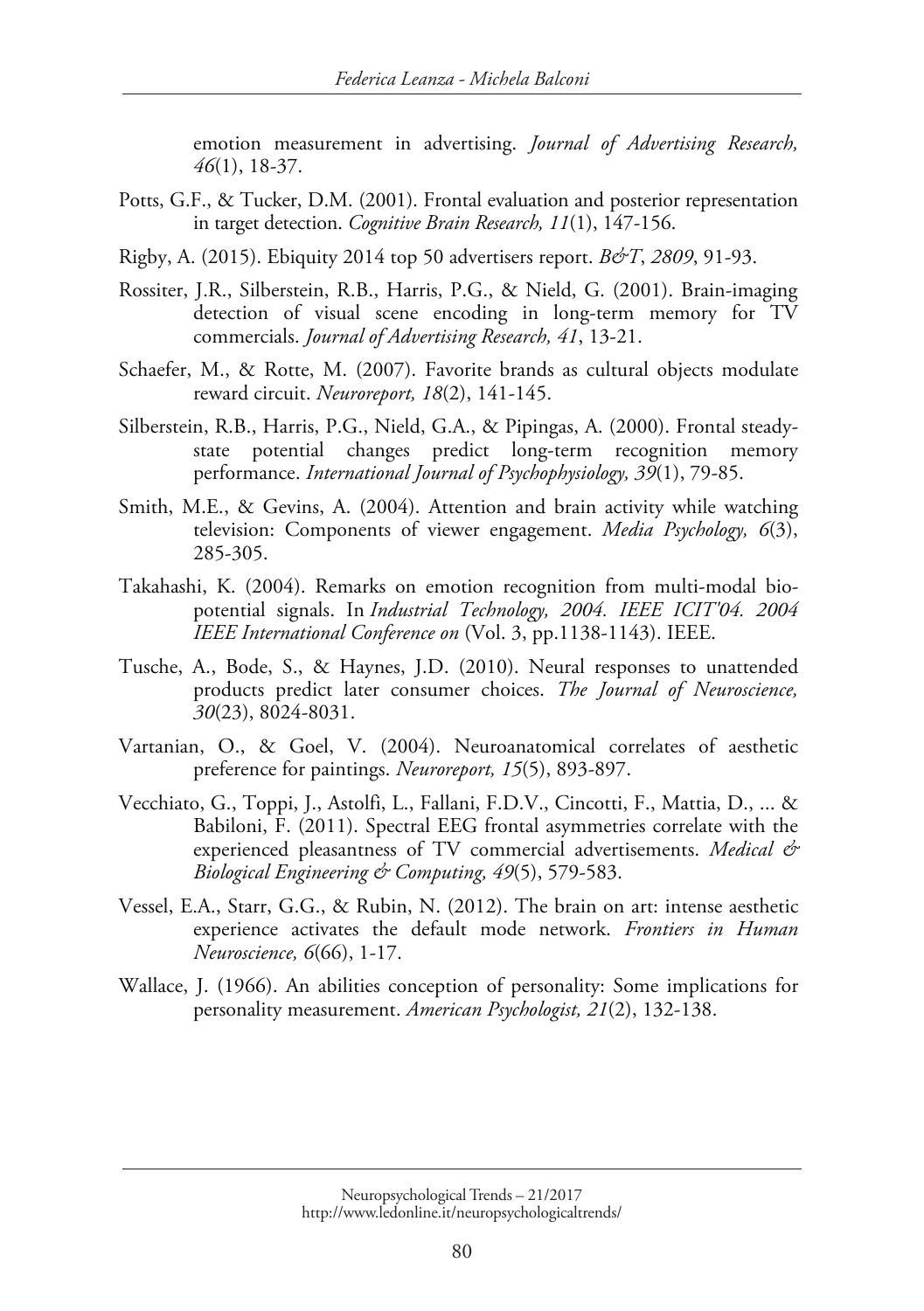emotion measurement in advertising. *Journal of Advertising Research, 46*(1), 18-37.

Potts, G.F., & Tucker, D.M. (2001). Frontal evaluation and posterior representation in target detection. *Cognitive Brain Research, 11*(1), 147-156.

Rigby, A. (2015). Ebiquity 2014 top 50 advertisers report. *B&T*, *2809*, 91-93.

Rossiter, J.R., Silberstein, R.B., Harris, P.G., & Nield, G. (2001). Brain-imaging detection of visual scene encoding in long-term memory for TV commercials. *Journal of Advertising Research, 41*, 13-21.

Schaefer, M., & Rotte, M. (2007). Favorite brands as cultural objects modulate reward circuit. *Neuroreport, 18*(2), 141-145.

Silberstein, R.B., Harris, P.G., Nield, G.A., & Pipingas, A. (2000). Frontal steady-state potential changes predict long-term recognition memory performance. *International Journal of Psychophysiology, 39*(1), 79-85.

Smith, M.E., & Gevins, A. (2004). Attention and brain activity while watching television: Components of viewer engagement. *Media Psychology, 6*(3), 285-305.

Takahashi, K. (2004). Remarks on emotion recognition from multi-modal bio-potential signals. In *Industrial Technology, 2004. IEEE ICIT'04. 2004 IEEE International Conference on* (Vol. 3, pp.1138-1143). IEEE.

Tusche, A., Bode, S., & Haynes, J.D. (2010). Neural responses to unattended products predict later consumer choices. *The Journal of Neuroscience, 30*(23), 8024-8031.

Vartanian, O., & Goel, V. (2004). Neuroanatomical correlates of aesthetic preference for paintings. *Neuroreport, 15*(5), 893-897.

Vecchiato, G., Toppi, J., Astolfi, L., Fallani, F.D.V., Cincotti, F., Mattia, D., ... & Babiloni, F. (2011). Spectral EEG frontal asymmetries correlate with the experienced pleasantness of TV commercial advertisements. *Medical & Biological Engineering & Computing, 49*(5), 579-583.

Vessel, E.A., Starr, G.G., & Rubin, N. (2012). The brain on art: intense aesthetic experience activates the default mode network. *Frontiers in Human Neuroscience, 6*(66), 1-17.

Wallace, J. (1966). An abilities conception of personality: Some implications for personality measurement. *American Psychologist, 21*(2), 132-138.